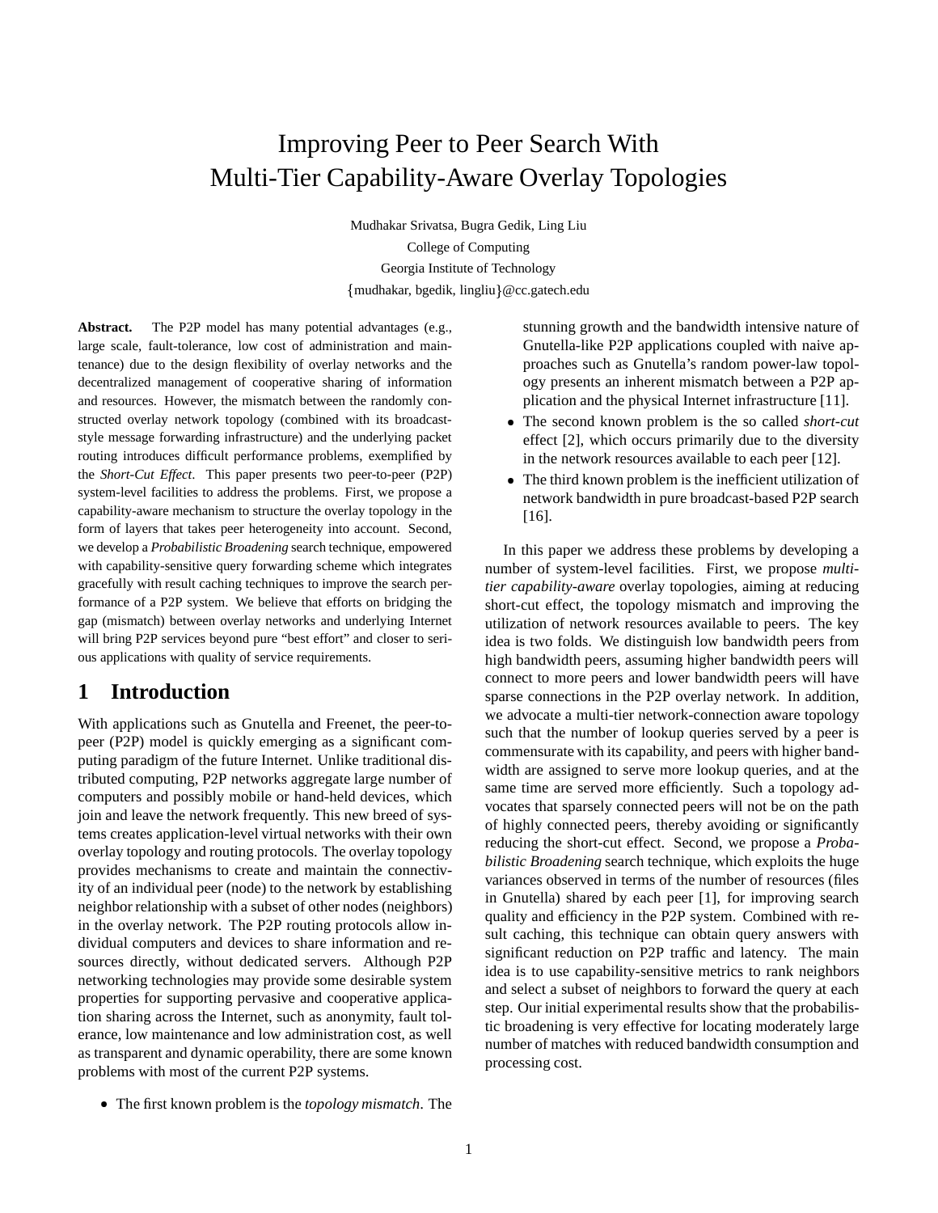# Improving Peer to Peer Search With Multi-Tier Capability-Aware Overlay Topologies

Mudhakar Srivatsa, Bugra Gedik, Ling Liu
College of Computing
Georgia Institute of Technology
{mudhakar, bgedik, lingliu}@cc.gatech.edu

**Abstract.** The P2P model has many potential advantages (e.g., large scale, fault-tolerance, low cost of administration and maintenance) due to the design flexibility of overlay networks and the decentralized management of cooperative sharing of information and resources. However, the mismatch between the randomly constructed overlay network topology (combined with its broadcast-style message forwarding infrastructure) and the underlying packet routing introduces difficult performance problems, exemplified by the *Short-Cut Effect*. This paper presents two peer-to-peer (P2P) system-level facilities to address the problems. First, we propose a capability-aware mechanism to structure the overlay topology in the form of layers that takes peer heterogeneity into account. Second, we develop a *Probabilistic Broadening* search technique, empowered with capability-sensitive query forwarding scheme which integrates gracefully with result caching techniques to improve the search performance of a P2P system. We believe that efforts on bridging the gap (mismatch) between overlay networks and underlying Internet will bring P2P services beyond pure "best effort" and closer to serious applications with quality of service requirements.

## 1 Introduction

With applications such as Gnutella and Freenet, the peer-to-peer (P2P) model is quickly emerging as a significant computing paradigm of the future Internet. Unlike traditional distributed computing, P2P networks aggregate large number of computers and possibly mobile or hand-held devices, which join and leave the network frequently. This new breed of systems creates application-level virtual networks with their own overlay topology and routing protocols. The overlay topology provides mechanisms to create and maintain the connectivity of an individual peer (node) to the network by establishing neighbor relationship with a subset of other nodes (neighbors) in the overlay network. The P2P routing protocols allow individual computers and devices to share information and resources directly, without dedicated servers. Although P2P networking technologies may provide some desirable system properties for supporting pervasive and cooperative application sharing across the Internet, such as anonymity, fault tolerance, low maintenance and low administration cost, as well as transparent and dynamic operability, there are some known problems with most of the current P2P systems.

- The first known problem is the *topology mismatch*. The stunning growth and the bandwidth intensive nature of Gnutella-like P2P applications coupled with naive approaches such as Gnutella's random power-law topology presents an inherent mismatch between a P2P application and the physical Internet infrastructure [11].
- The second known problem is the so called *short-cut* effect [2], which occurs primarily due to the diversity in the network resources available to each peer [12].
- The third known problem is the inefficient utilization of network bandwidth in pure broadcast-based P2P search [16].

In this paper we address these problems by developing a number of system-level facilities. First, we propose *multi-tier capability-aware* overlay topologies, aiming at reducing short-cut effect, the topology mismatch and improving the utilization of network resources available to peers. The key idea is two folds. We distinguish low bandwidth peers from high bandwidth peers, assuming higher bandwidth peers will connect to more peers and lower bandwidth peers will have sparse connections in the P2P overlay network. In addition, we advocate a multi-tier network-connection aware topology such that the number of lookup queries served by a peer is commensurate with its capability, and peers with higher bandwidth are assigned to serve more lookup queries, and at the same time are served more efficiently. Such a topology advocates that sparsely connected peers will not be on the path of highly connected peers, thereby avoiding or significantly reducing the short-cut effect. Second, we propose a *Probabilistic Broadening* search technique, which exploits the huge variances observed in terms of the number of resources (files in Gnutella) shared by each peer [1], for improving search quality and efficiency in the P2P system. Combined with result caching, this technique can obtain query answers with significant reduction on P2P traffic and latency. The main idea is to use capability-sensitive metrics to rank neighbors and select a subset of neighbors to forward the query at each step. Our initial experimental results show that the probabilistic broadening is very effective for locating moderately large number of matches with reduced bandwidth consumption and processing cost.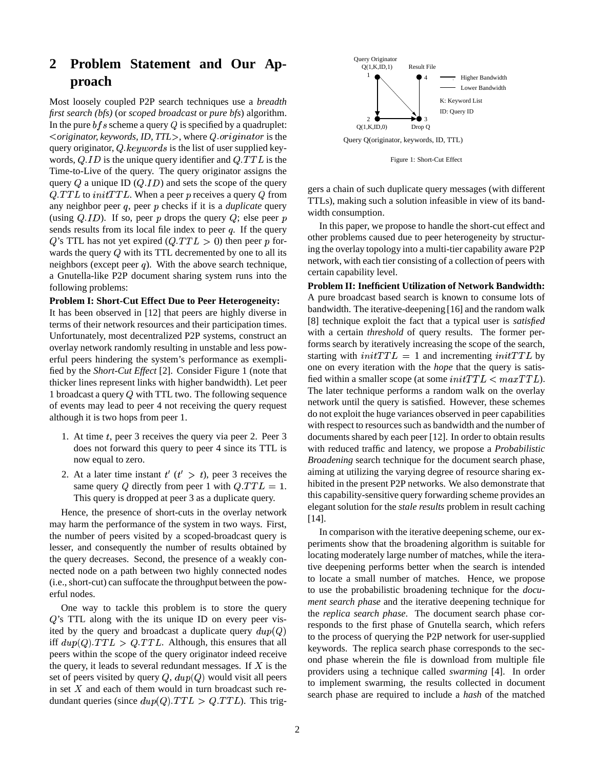## 2 Problem Statement and Our Approach

Most loosely coupled P2P search techniques use a *breadth first search (bfs)* (or *scoped broadcast* or *pure bfs*) algorithm. In the pure $bfs$ scheme a query $Q$ is specified by a quadruplet: <*originator, keywords, ID, TTL*>, where $Q.originator$ is the query originator, $Q.keywords$ is the list of user supplied keywords, $Q.ID$ is the unique query identifier and $Q.TTL$ is the Time-to-Live of the query. The query originator assigns the query $Q$ a unique ID ($Q.ID$) and sets the scope of the query $Q.TTL$ to $initTTL$. When a peer $p$ receives a query $Q$ from any neighbor peer $q$, peer $p$ checks if it is a *duplicate* query (using $Q.ID$). If so, peer $p$ drops the query $Q$; else peer $p$ sends results from its local file index to peer $q$. If the query $Q$'s TTL has not yet expired ($Q.TTL > 0$) then peer $p$ forwards the query $Q$ with its TTL decremented by one to all its neighbors (except peer $q$). With the above search technique, a Gnutella-like P2P document sharing system runs into the following problems:

**Problem I: Short-Cut Effect Due to Peer Heterogeneity:** It has been observed in [12] that peers are highly diverse in terms of their network resources and their participation times. Unfortunately, most decentralized P2P systems, construct an overlay network randomly resulting in unstable and less powerful peers hindering the system's performance as exemplified by the *Short-Cut Effect* [2]. Consider Figure 1 (note that thicker lines represent links with higher bandwidth). Let peer 1 broadcast a query $Q$ with TTL two. The following sequence of events may lead to peer 4 not receiving the query request although it is two hops from peer 1.

1. At time $t$, peer 3 receives the query via peer 2. Peer 3 does not forward this query to peer 4 since its TTL is now equal to zero.
2. At a later time instant $t'$ ($t' > t$), peer 3 receives the same query $Q$ directly from peer 1 with $Q.TTL = 1$. This query is dropped at peer 3 as a duplicate query.

Hence, the presence of short-cuts in the overlay network may harm the performance of the system in two ways. First, the number of peers visited by a scoped-broadcast query is lesser, and consequently the number of results obtained by the query decreases. Second, the presence of a weakly connected node on a path between two highly connected nodes (i.e., short-cut) can suffocate the throughput between the powerful nodes.

One way to tackle this problem is to store the query $Q$'s TTL along with the its unique ID on every peer visited by the query and broadcast a duplicate query $dup(Q)$ iff $dup(Q).TTL > Q.TTL$. Although, this ensures that all peers within the scope of the query originator indeed receive the query, it leads to several redundant messages. If $X$ is the set of peers visited by query $Q$, $dup(Q)$ would visit all peers in set $X$ and each of them would in turn broadcast such redundant queries (since $dup(Q).TTL > Q.TTL$). This triggers a chain of such duplicate query messages (with different TTLs), making such a solution infeasible in view of its bandwidth consumption.

Query Originator Q(1,K,ID,1) 1; Result File 4; 2 Q(1,K,ID,0); 3 Drop Q; Higher Bandwidth; Lower Bandwidth; K: Keyword List; ID: Query ID; Query Q(originator, keywords, ID, TTL)

Figure 1: Short-Cut Effect

In this paper, we propose to handle the short-cut effect and other problems caused due to peer heterogeneity by structuring the overlay topology into a multi-tier capability aware P2P network, with each tier consisting of a collection of peers with certain capability level.

**Problem II: Inefficient Utilization of Network Bandwidth:** A pure broadcast based search is known to consume lots of bandwidth. The iterative-deepening [16] and the random walk [8] technique exploit the fact that a typical user is *satisfied* with a certain *threshold* of query results. The former performs search by iteratively increasing the scope of the search, starting with $initTTL = 1$ and incrementing $initTTL$ by one on every iteration with the *hope* that the query is satisfied within a smaller scope (at some $initTTL < maxTTL$). The later technique performs a random walk on the overlay network until the query is satisfied. However, these schemes do not exploit the huge variances observed in peer capabilities with respect to resources such as bandwidth and the number of documents shared by each peer [12]. In order to obtain results with reduced traffic and latency, we propose a *Probabilistic Broadening* search technique for the document search phase, aiming at utilizing the varying degree of resource sharing exhibited in the present P2P networks. We also demonstrate that this capability-sensitive query forwarding scheme provides an elegant solution for the *stale results* problem in result caching [14].

In comparison with the iterative deepening scheme, our experiments show that the broadening algorithm is suitable for locating moderately large number of matches, while the iterative deepening performs better when the search is intended to locate a small number of matches. Hence, we propose to use the probabilistic broadening technique for the *document search phase* and the iterative deepening technique for the *replica search phase*. The document search phase corresponds to the first phase of Gnutella search, which refers to the process of querying the P2P network for user-supplied keywords. The replica search phase corresponds to the second phase wherein the file is download from multiple file providers using a technique called *swarming* [4]. In order to implement swarming, the results collected in document search phase are required to include a *hash* of the matched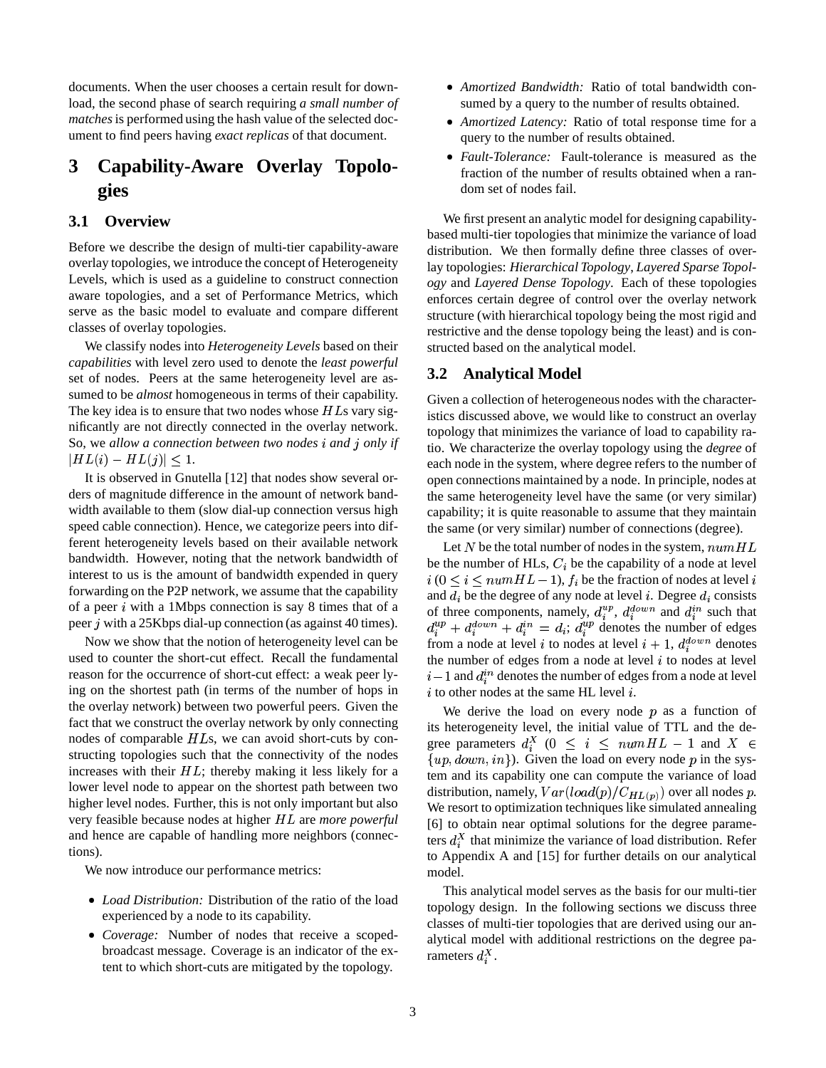documents. When the user chooses a certain result for download, the second phase of search requiring *a small number of matches* is performed using the hash value of the selected document to find peers having *exact replicas* of that document.

# 3 Capability-Aware Overlay Topologies

## 3.1 Overview

Before we describe the design of multi-tier capability-aware overlay topologies, we introduce the concept of Heterogeneity Levels, which is used as a guideline to construct connection aware topologies, and a set of Performance Metrics, which serve as the basic model to evaluate and compare different classes of overlay topologies.

We classify nodes into *Heterogeneity Levels* based on their *capabilities* with level zero used to denote the *least powerful* set of nodes. Peers at the same heterogeneity level are assumed to be *almost* homogeneous in terms of their capability. The key idea is to ensure that two nodes whose $HL$s vary significantly are not directly connected in the overlay network. So, we *allow a connection between two nodes $i$ and $j$ only if* $|HL(i) - HL(j)| \leq 1$.

It is observed in Gnutella [12] that nodes show several orders of magnitude difference in the amount of network bandwidth available to them (slow dial-up connection versus high speed cable connection). Hence, we categorize peers into different heterogeneity levels based on their available network bandwidth. However, noting that the network bandwidth of interest to us is the amount of bandwidth expended in query forwarding on the P2P network, we assume that the capability of a peer $i$ with a 1Mbps connection is say 8 times that of a peer $j$ with a 25Kbps dial-up connection (as against 40 times).

Now we show that the notion of heterogeneity level can be used to counter the short-cut effect. Recall the fundamental reason for the occurrence of short-cut effect: a weak peer lying on the shortest path (in terms of the number of hops in the overlay network) between two powerful peers. Given the fact that we construct the overlay network by only connecting nodes of comparable $HL$s, we can avoid short-cuts by constructing topologies such that the connectivity of the nodes increases with their $HL$; thereby making it less likely for a lower level node to appear on the shortest path between two higher level nodes. Further, this is not only important but also very feasible because nodes at higher $HL$ are *more powerful* and hence are capable of handling more neighbors (connections).

We now introduce our performance metrics:

- *Load Distribution:* Distribution of the ratio of the load experienced by a node to its capability.
- *Coverage:* Number of nodes that receive a scoped-broadcast message. Coverage is an indicator of the extent to which short-cuts are mitigated by the topology.
- *Amortized Bandwidth:* Ratio of total bandwidth consumed by a query to the number of results obtained.
- *Amortized Latency:* Ratio of total response time for a query to the number of results obtained.
- *Fault-Tolerance:* Fault-tolerance is measured as the fraction of the number of results obtained when a random set of nodes fail.

We first present an analytic model for designing capability-based multi-tier topologies that minimize the variance of load distribution. We then formally define three classes of overlay topologies: *Hierarchical Topology*, *Layered Sparse Topology* and *Layered Dense Topology*. Each of these topologies enforces certain degree of control over the overlay network structure (with hierarchical topology being the most rigid and restrictive and the dense topology being the least) and is constructed based on the analytical model.

## 3.2 Analytical Model

Given a collection of heterogeneous nodes with the characteristics discussed above, we would like to construct an overlay topology that minimizes the variance of load to capability ratio. We characterize the overlay topology using the *degree* of each node in the system, where degree refers to the number of open connections maintained by a node. In principle, nodes at the same heterogeneity level have the same (or very similar) capability; it is quite reasonable to assume that they maintain the same (or very similar) number of connections (degree).

Let $N$ be the total number of nodes in the system, $numHL$ be the number of HLs, $C_i$ be the capability of a node at level $i$ ($0 \leq i \leq numHL - 1$), $f_i$ be the fraction of nodes at level $i$ and $d_i$ be the degree of any node at level $i$. Degree $d_i$ consists of three components, namely, $d_i^{up}$, $d_i^{down}$ and $d_i^{in}$ such that $d_i^{up} + d_i^{down} + d_i^{in} = d_i$; $d_i^{up}$ denotes the number of edges from a node at level $i$ to nodes at level $i+1$, $d_i^{down}$ denotes the number of edges from a node at level $i$ to nodes at level $i-1$ and $d_i^{in}$ denotes the number of edges from a node at level $i$ to other nodes at the same HL level $i$.

We derive the load on every node $p$ as a function of its heterogeneity level, the initial value of TTL and the degree parameters $d_i^X$ ($0 \leq i \leq numHL - 1$ and $X \in \{up, down, in\}$). Given the load on every node $p$ in the system and its capability one can compute the variance of load distribution, namely, $Var(load(p)/C_{HL(p)})$ over all nodes $p$. We resort to optimization techniques like simulated annealing [6] to obtain near optimal solutions for the degree parameters $d_i^X$ that minimize the variance of load distribution. Refer to Appendix A and [15] for further details on our analytical model.

This analytical model serves as the basis for our multi-tier topology design. In the following sections we discuss three classes of multi-tier topologies that are derived using our analytical model with additional restrictions on the degree parameters $d_i^X$.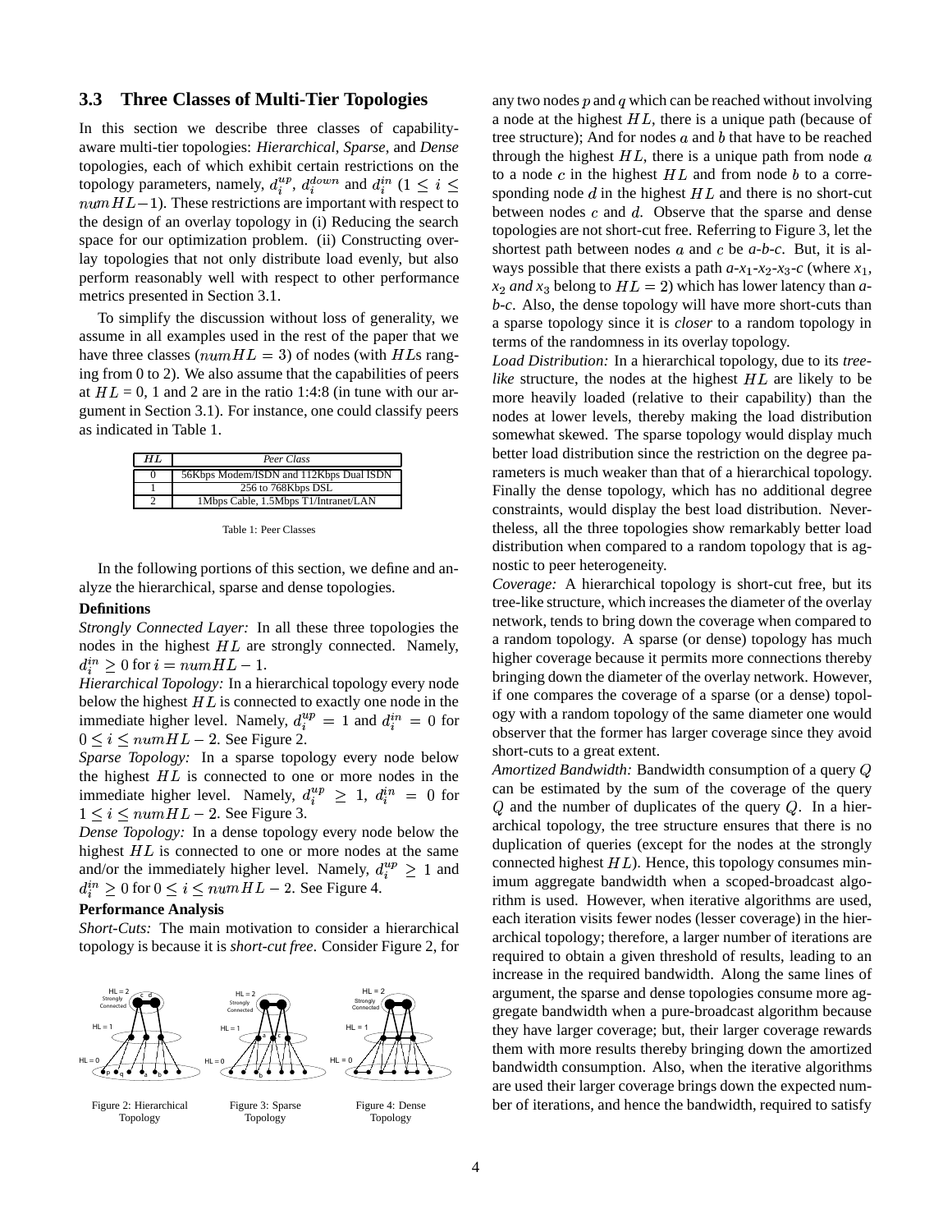### 3.3 Three Classes of Multi-Tier Topologies

In this section we describe three classes of capability-aware multi-tier topologies: *Hierarchical*, *Sparse*, and *Dense* topologies, each of which exhibit certain restrictions on the topology parameters, namely, $d_i^{up}$, $d_i^{down}$ and $d_i^{in}$ ($1 \leq i \leq numHL-1$). These restrictions are important with respect to the design of an overlay topology in (i) Reducing the search space for our optimization problem. (ii) Constructing overlay topologies that not only distribute load evenly, but also perform reasonably well with respect to other performance metrics presented in Section 3.1.

To simplify the discussion without loss of generality, we assume in all examples used in the rest of the paper that we have three classes ($numHL = 3$) of nodes (with $HL$s ranging from 0 to 2). We also assume that the capabilities of peers at $HL$ = 0, 1 and 2 are in the ratio 1:4:8 (in tune with our argument in Section 3.1). For instance, one could classify peers as indicated in Table 1.

| $HL$ | *Peer Class* |
|---|---|
| 0 | 56Kbps Modem/ISDN and 112Kbps Dual ISDN |
| 1 | 256 to 768Kbps DSL |
| 2 | 1Mbps Cable, 1.5Mbps T1/Intranet/LAN |

Table 1: Peer Classes

In the following portions of this section, we define and analyze the hierarchical, sparse and dense topologies.

**Definitions**

*Strongly Connected Layer:* In all these three topologies the nodes in the highest $HL$ are strongly connected. Namely, $d_i^{in} \geq 0$ for $i = numHL - 1$.

*Hierarchical Topology:* In a hierarchical topology every node below the highest $HL$ is connected to exactly one node in the immediate higher level. Namely, $d_i^{up} = 1$ and $d_i^{in} = 0$ for $0 \leq i \leq numHL - 2$. See Figure 2.

*Sparse Topology:* In a sparse topology every node below the highest $HL$ is connected to one or more nodes in the immediate higher level. Namely, $d_i^{up} \geq 1$, $d_i^{in} = 0$ for $1 \leq i \leq numHL - 2$. See Figure 3.

*Dense Topology:* In a dense topology every node below the highest $HL$ is connected to one or more nodes at the same and/or the immediately higher level. Namely, $d_i^{up} \geq 1$ and $d_i^{in} \geq 0$ for $0 \leq i \leq numHL - 2$. See Figure 4.

**Performance Analysis**

*Short-Cuts:* The main motivation to consider a hierarchical topology is because it is *short-cut free*. Consider Figure 2, for any two nodes $p$ and $q$ which can be reached without involving a node at the highest $HL$, there is a unique path (because of tree structure); And for nodes $a$ and $b$ that have to be reached through the highest $HL$, there is a unique path from node $a$ to a node $c$ in the highest $HL$ and from node $b$ to a corresponding node $d$ in the highest $HL$ and there is no short-cut between nodes $c$ and $d$. Observe that the sparse and dense topologies are not short-cut free. Referring to Figure 3, let the shortest path between nodes $a$ and $c$ be *a-b-c*. But, it is always possible that there exists a path *a*-$x_1$-$x_2$-$x_3$-*c* (where $x_1$, $x_2$ *and* $x_3$ belong to $HL = 2$) which has lower latency than *a-b-c*. Also, the dense topology will have more short-cuts than a sparse topology since it is *closer* to a random topology in terms of the randomness in its overlay topology.

Figure 2: Hierarchical Topology

Figure 3: Sparse Topology

Figure 4: Dense Topology

*Load Distribution:* In a hierarchical topology, due to its *tree-like* structure, the nodes at the highest $HL$ are likely to be more heavily loaded (relative to their capability) than the nodes at lower levels, thereby making the load distribution somewhat skewed. The sparse topology would display much better load distribution since the restriction on the degree parameters is much weaker than that of a hierarchical topology. Finally the dense topology, which has no additional degree constraints, would display the best load distribution. Nevertheless, all the three topologies show remarkably better load distribution when compared to a random topology that is agnostic to peer heterogeneity.

*Coverage:* A hierarchical topology is short-cut free, but its tree-like structure, which increases the diameter of the overlay network, tends to bring down the coverage when compared to a random topology. A sparse (or dense) topology has much higher coverage because it permits more connections thereby bringing down the diameter of the overlay network. However, if one compares the coverage of a sparse (or a dense) topology with a random topology of the same diameter one would observer that the former has larger coverage since they avoid short-cuts to a great extent.

*Amortized Bandwidth:* Bandwidth consumption of a query $Q$ can be estimated by the sum of the coverage of the query $Q$ and the number of duplicates of the query $Q$. In a hierarchical topology, the tree structure ensures that there is no duplication of queries (except for the nodes at the strongly connected highest $HL$). Hence, this topology consumes minimum aggregate bandwidth when a scoped-broadcast algorithm is used. However, when iterative algorithms are used, each iteration visits fewer nodes (lesser coverage) in the hierarchical topology; therefore, a larger number of iterations are required to obtain a given threshold of results, leading to an increase in the required bandwidth. Along the same lines of argument, the sparse and dense topologies consume more aggregate bandwidth when a pure-broadcast algorithm because they have larger coverage; but, their larger coverage rewards them with more results thereby bringing down the amortized bandwidth consumption. Also, when the iterative algorithms are used their larger coverage brings down the expected number of iterations, and hence the bandwidth, required to satisfy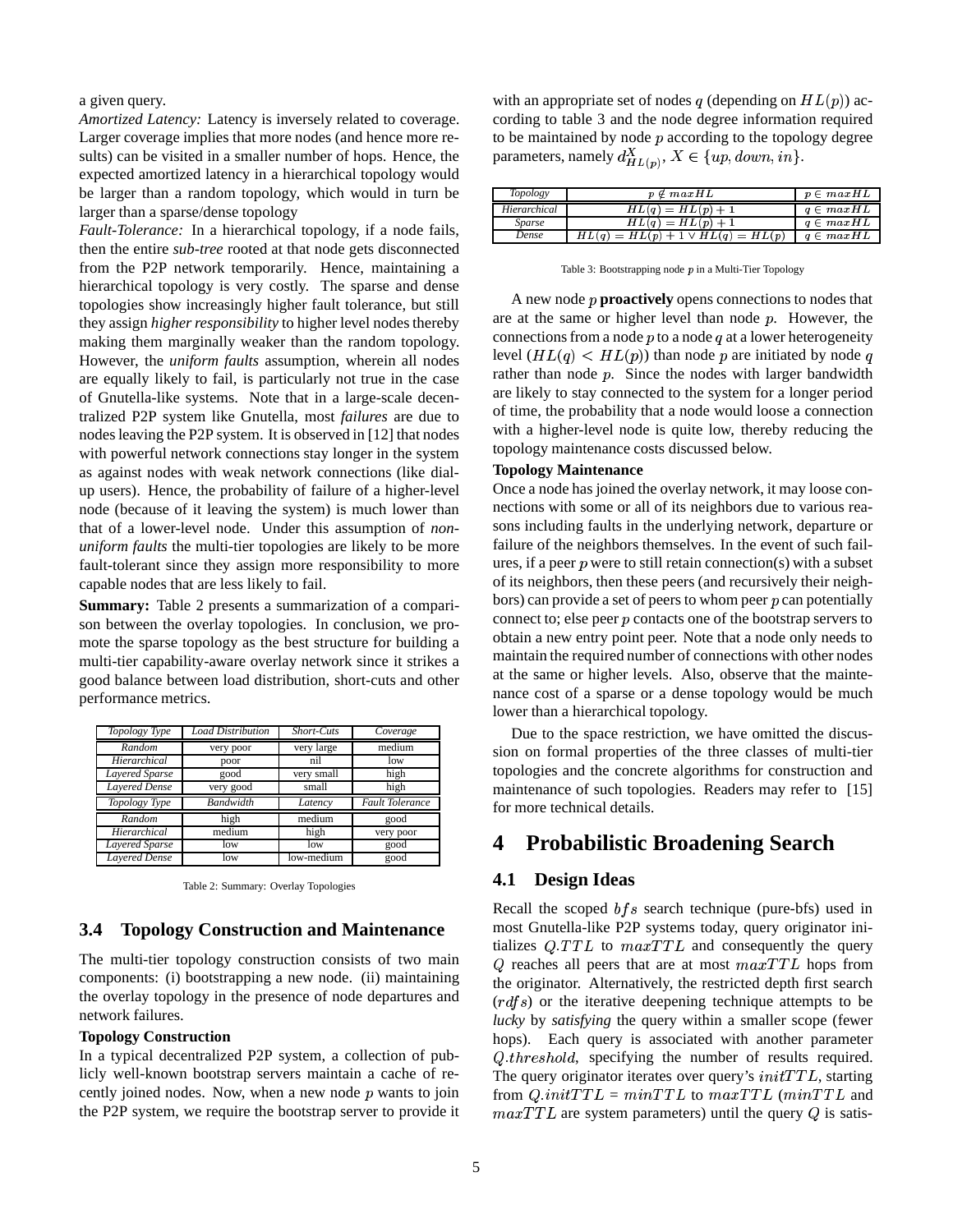a given query.

*Amortized Latency:* Latency is inversely related to coverage. Larger coverage implies that more nodes (and hence more results) can be visited in a smaller number of hops. Hence, the expected amortized latency in a hierarchical topology would be larger than a random topology, which would in turn be larger than a sparse/dense topology

*Fault-Tolerance:* In a hierarchical topology, if a node fails, then the entire *sub-tree* rooted at that node gets disconnected from the P2P network temporarily. Hence, maintaining a hierarchical topology is very costly. The sparse and dense topologies show increasingly higher fault tolerance, but still they assign *higher responsibility* to higher level nodes thereby making them marginally weaker than the random topology. However, the *uniform faults* assumption, wherein all nodes are equally likely to fail, is particularly not true in the case of Gnutella-like systems. Note that in a large-scale decentralized P2P system like Gnutella, most *failures* are due to nodes leaving the P2P system. It is observed in [12] that nodes with powerful network connections stay longer in the system as against nodes with weak network connections (like dial-up users). Hence, the probability of failure of a higher-level node (because of it leaving the system) is much lower than that of a lower-level node. Under this assumption of *non-uniform faults* the multi-tier topologies are likely to be more fault-tolerant since they assign more responsibility to more capable nodes that are less likely to fail.

**Summary:** Table 2 presents a summarization of a comparison between the overlay topologies. In conclusion, we promote the sparse topology as the best structure for building a multi-tier capability-aware overlay network since it strikes a good balance between load distribution, short-cuts and other performance metrics.

| *Topology Type* | *Load Distribution* | *Short-Cuts* | *Coverage* |
|---|---|---|---|
| Random | very poor | very large | medium |
| Hierarchical | poor | nil | low |
| Layered Sparse | good | very small | high |
| Layered Dense | very good | small | high |
| *Topology Type* | *Bandwidth* | *Latency* | *Fault Tolerance* |
| Random | high | medium | good |
| Hierarchical | medium | high | very poor |
| Layered Sparse | low | low | good |
| Layered Dense | low | low-medium | good |

Table 2: Summary: Overlay Topologies

## 3.4 Topology Construction and Maintenance

The multi-tier topology construction consists of two main components: (i) bootstrapping a new node. (ii) maintaining the overlay topology in the presence of node departures and network failures.

**Topology Construction**

In a typical decentralized P2P system, a collection of publicly well-known bootstrap servers maintain a cache of recently joined nodes. Now, when a new node $p$ wants to join the P2P system, we require the bootstrap server to provide it with an appropriate set of nodes $q$ (depending on $HL(p)$) according to table 3 and the node degree information required to be maintained by node $p$ according to the topology degree parameters, namely $d^X_{HL(p)}, X \in \{up, down, in\}$.

| *Topology* | $p \notin maxHL$ | $p \in maxHL$ |
|---|---|---|
| Hierarchical | $HL(q) = HL(p) + 1$ | $q \in maxHL$ |
| Sparse | $HL(q) = HL(p) + 1$ | $q \in maxHL$ |
| Dense | $HL(q) = HL(p) + 1 \vee HL(q) = HL(p)$ | $q \in maxHL$ |

Table 3: Bootstrapping node $p$ in a Multi-Tier Topology

A new node $p$ **proactively** opens connections to nodes that are at the same or higher level than node $p$. However, the connections from a node $p$ to a node $q$ at a lower heterogeneity level ($HL(q) < HL(p)$) than node $p$ are initiated by node $q$ rather than node $p$. Since the nodes with larger bandwidth are likely to stay connected to the system for a longer period of time, the probability that a node would loose a connection with a higher-level node is quite low, thereby reducing the topology maintenance costs discussed below.

**Topology Maintenance**

Once a node has joined the overlay network, it may loose connections with some or all of its neighbors due to various reasons including faults in the underlying network, departure or failure of the neighbors themselves. In the event of such failures, if a peer $p$ were to still retain connection(s) with a subset of its neighbors, then these peers (and recursively their neighbors) can provide a set of peers to whom peer $p$ can potentially connect to; else peer $p$ contacts one of the bootstrap servers to obtain a new entry point peer. Note that a node only needs to maintain the required number of connections with other nodes at the same or higher levels. Also, observe that the maintenance cost of a sparse or a dense topology would be much lower than a hierarchical topology.

Due to the space restriction, we have omitted the discussion on formal properties of the three classes of multi-tier topologies and the concrete algorithms for construction and maintenance of such topologies. Readers may refer to [15] for more technical details.

# 4 Probabilistic Broadening Search

## 4.1 Design Ideas

Recall the scoped $bfs$ search technique (pure-bfs) used in most Gnutella-like P2P systems today, query originator initializes $Q.TTL$ to $maxTTL$ and consequently the query $Q$ reaches all peers that are at most $maxTTL$ hops from the originator. Alternatively, the restricted depth first search ($rdfs$) or the iterative deepening technique attempts to be *lucky* by *satisfying* the query within a smaller scope (fewer hops). Each query is associated with another parameter $Q.threshold$, specifying the number of results required. The query originator iterates over query's $initTTL$, starting from $Q.initTTL$ = $minTTL$ to $maxTTL$ ($minTTL$ and $maxTTL$ are system parameters) until the query $Q$ is satis-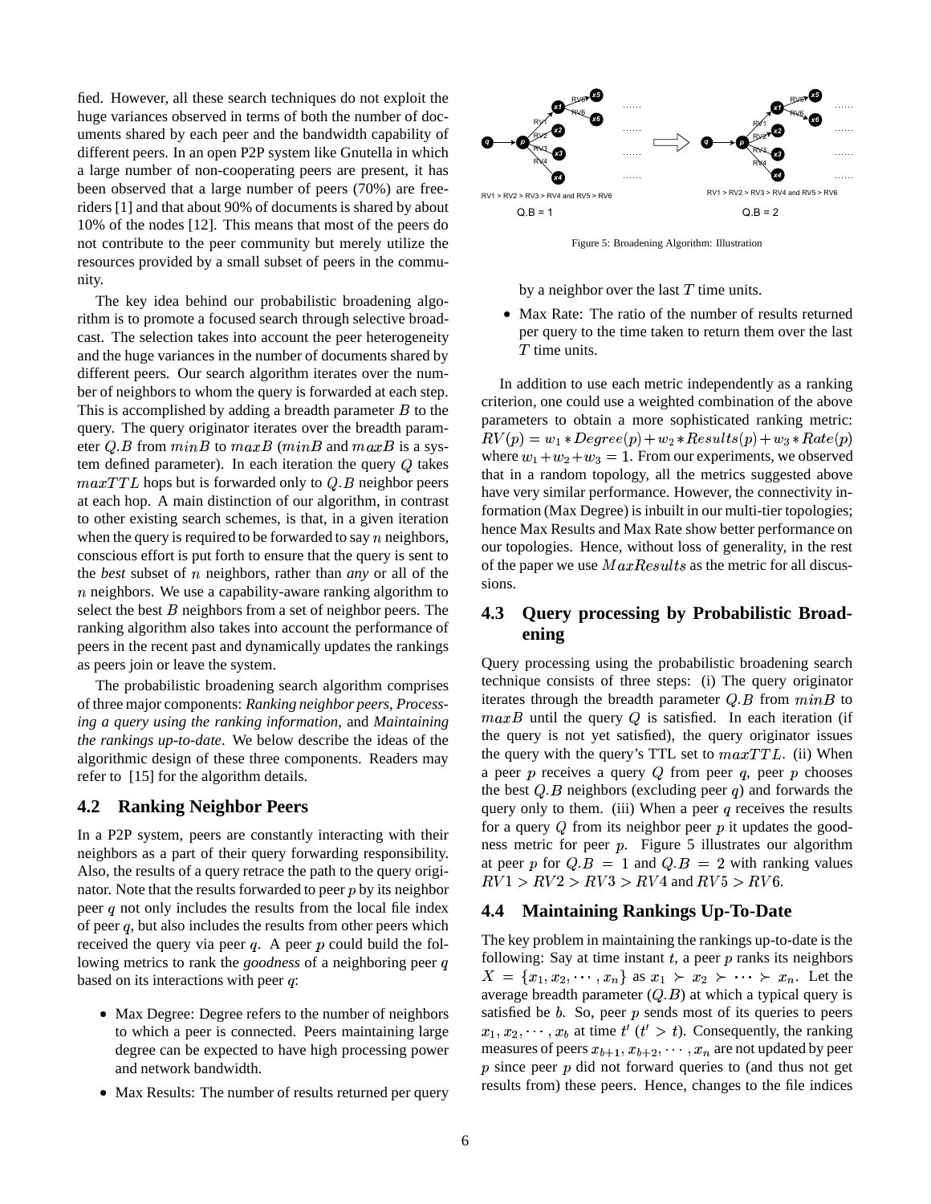fied. However, all these search techniques do not exploit the huge variances observed in terms of both the number of documents shared by each peer and the bandwidth capability of different peers. In an open P2P system like Gnutella in which a large number of non-cooperating peers are present, it has been observed that a large number of peers (70%) are free-riders [1] and that about 90% of documents is shared by about 10% of the nodes [12]. This means that most of the peers do not contribute to the peer community but merely utilize the resources provided by a small subset of peers in the community.

The key idea behind our probabilistic broadening algorithm is to promote a focused search through selective broadcast. The selection takes into account the peer heterogeneity and the huge variances in the number of documents shared by different peers. Our search algorithm iterates over the number of neighbors to whom the query is forwarded at each step. This is accomplished by adding a breadth parameter $B$ to the query. The query originator iterates over the breadth parameter $Q.B$ from $minB$ to $maxB$ ($minB$ and $maxB$ is a system defined parameter). In each iteration the query $Q$ takes $maxTTL$ hops but is forwarded only to $Q.B$ neighbor peers at each hop. A main distinction of our algorithm, in contrast to other existing search schemes, is that, in a given iteration when the query is required to be forwarded to say $n$ neighbors, conscious effort is put forth to ensure that the query is sent to the *best* subset of $n$ neighbors, rather than *any* or all of the $n$ neighbors. We use a capability-aware ranking algorithm to select the best $B$ neighbors from a set of neighbor peers. The ranking algorithm also takes into account the performance of peers in the recent past and dynamically updates the rankings as peers join or leave the system.

The probabilistic broadening search algorithm comprises of three major components: *Ranking neighbor peers*, *Processing a query using the ranking information*, and *Maintaining the rankings up-to-date*. We below describe the ideas of the algorithmic design of these three components. Readers may refer to [15] for the algorithm details.

## 4.2 Ranking Neighbor Peers

In a P2P system, peers are constantly interacting with their neighbors as a part of their query forwarding responsibility. Also, the results of a query retrace the path to the query originator. Note that the results forwarded to peer $p$ by its neighbor peer $q$ not only includes the results from the local file index of peer $q$, but also includes the results from other peers which received the query via peer $q$. A peer $p$ could build the following metrics to rank the *goodness* of a neighboring peer $q$ based on its interactions with peer $q$:

- Max Degree: Degree refers to the number of neighbors to which a peer is connected. Peers maintaining large degree can be expected to have high processing power and network bandwidth.
- Max Results: The number of results returned per query by a neighbor over the last $T$ time units.
- Max Rate: The ratio of the number of results returned per query to the time taken to return them over the last $T$ time units.

RV1 > RV2 > RV3 > RV4 and RV5 > RV6

Q.B = 1

RV1 > RV2 > RV3 > RV4 and RV5 > RV6

Q.B = 2

Figure 5: Broadening Algorithm: Illustration

In addition to use each metric independently as a ranking criterion, one could use a weighted combination of the above parameters to obtain a more sophisticated ranking metric: $RV(p) = w_1 * Degree(p) + w_2 * Results(p) + w_3 * Rate(p)$ where $w_1 + w_2 + w_3 = 1$. From our experiments, we observed that in a random topology, all the metrics suggested above have very similar performance. However, the connectivity information (Max Degree) is inbuilt in our multi-tier topologies; hence Max Results and Max Rate show better performance on our topologies. Hence, without loss of generality, in the rest of the paper we use $MaxResults$ as the metric for all discussions.

## 4.3 Query processing by Probabilistic Broadening

Query processing using the probabilistic broadening search technique consists of three steps: (i) The query originator iterates through the breadth parameter $Q.B$ from $minB$ to $maxB$ until the query $Q$ is satisfied. In each iteration (if the query is not yet satisfied), the query originator issues the query with the query's TTL set to $maxTTL$. (ii) When a peer $p$ receives a query $Q$ from peer $q$, peer $p$ chooses the best $Q.B$ neighbors (excluding peer $q$) and forwards the query only to them. (iii) When a peer $q$ receives the results for a query $Q$ from its neighbor peer $p$ it updates the goodness metric for peer $p$. Figure 5 illustrates our algorithm at peer $p$ for $Q.B = 1$ and $Q.B = 2$ with ranking values $RV1 > RV2 > RV3 > RV4$ and $RV5 > RV6$.

## 4.4 Maintaining Rankings Up-To-Date

The key problem in maintaining the rankings up-to-date is the following: Say at time instant $t$, a peer $p$ ranks its neighbors $X = \{x_1, x_2, \cdots, x_n\}$ as $x_1 \succ x_2 \succ \cdots \succ x_n$. Let the average breadth parameter ($Q.B$) at which a typical query is satisfied be $b$. So, peer $p$ sends most of its queries to peers $x_1, x_2, \cdots, x_b$ at time $t'$ ($t' > t$). Consequently, the ranking measures of peers $x_{b+1}, x_{b+2}, \cdots, x_n$ are not updated by peer $p$ since peer $p$ did not forward queries to (and thus not get results from) these peers. Hence, changes to the file indices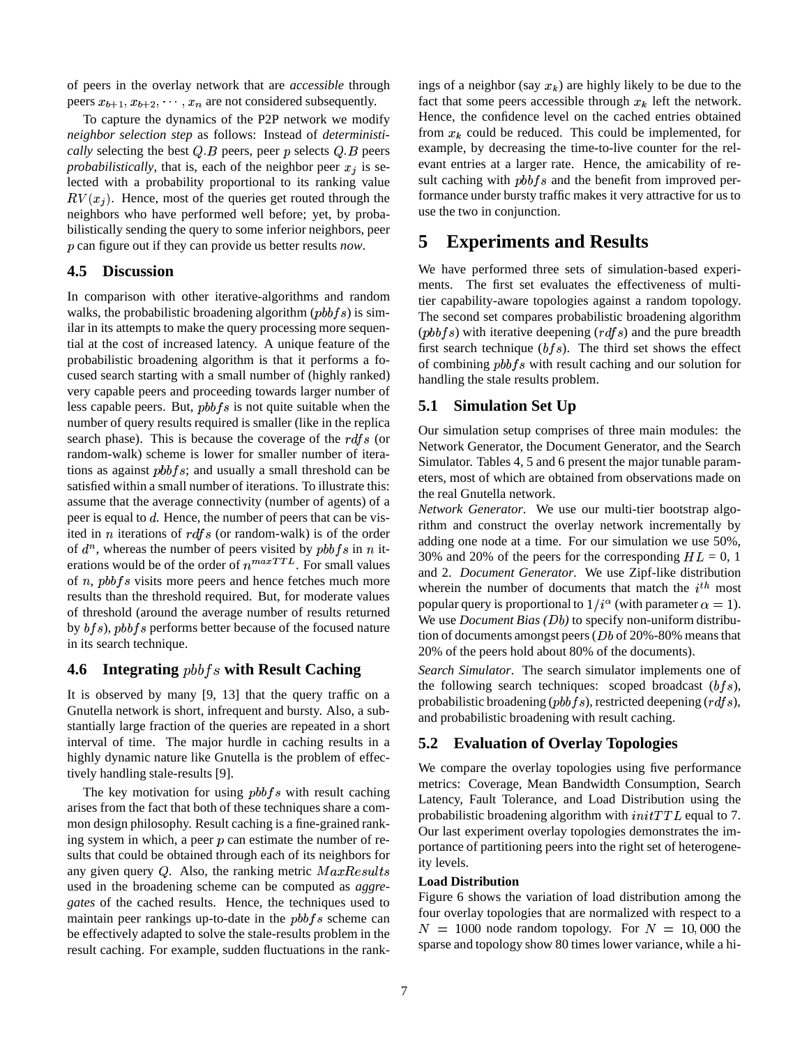of peers in the overlay network that are *accessible* through peers $x_{b+1}, x_{b+2}, \cdots, x_n$ are not considered subsequently.

To capture the dynamics of the P2P network we modify *neighbor selection step* as follows: Instead of *deterministically* selecting the best $Q.B$ peers, peer $p$ selects $Q.B$ peers *probabilistically*, that is, each of the neighbor peer $x_j$ is selected with a probability proportional to its ranking value $RV(x_j)$. Hence, most of the queries get routed through the neighbors who have performed well before; yet, by probabilistically sending the query to some inferior neighbors, peer $p$ can figure out if they can provide us better results *now*.

### 4.5 Discussion

In comparison with other iterative-algorithms and random walks, the probabilistic broadening algorithm ($pbbfs$) is similar in its attempts to make the query processing more sequential at the cost of increased latency. A unique feature of the probabilistic broadening algorithm is that it performs a focused search starting with a small number of (highly ranked) very capable peers and proceeding towards larger number of less capable peers. But, $pbbfs$ is not quite suitable when the number of query results required is smaller (like in the replica search phase). This is because the coverage of the $rdfs$ (or random-walk) scheme is lower for smaller number of iterations as against $pbbfs$; and usually a small threshold can be satisfied within a small number of iterations. To illustrate this: assume that the average connectivity (number of agents) of a peer is equal to $d$. Hence, the number of peers that can be visited in $n$ iterations of $rdfs$ (or random-walk) is of the order of $d^n$, whereas the number of peers visited by $pbbfs$ in $n$ iterations would be of the order of $n^{maxTTL}$. For small values of $n$, $pbbfs$ visits more peers and hence fetches much more results than the threshold required. But, for moderate values of threshold (around the average number of results returned by $bfs$), $pbbfs$ performs better because of the focused nature in its search technique.

### 4.6 Integrating $pbbfs$ with Result Caching

It is observed by many [9, 13] that the query traffic on a Gnutella network is short, infrequent and bursty. Also, a substantially large fraction of the queries are repeated in a short interval of time. The major hurdle in caching results in a highly dynamic nature like Gnutella is the problem of effectively handling stale-results [9].

The key motivation for using $pbbfs$ with result caching arises from the fact that both of these techniques share a common design philosophy. Result caching is a fine-grained ranking system in which, a peer $p$ can estimate the number of results that could be obtained through each of its neighbors for any given query $Q$. Also, the ranking metric $MaxResults$ used in the broadening scheme can be computed as *aggregates* of the cached results. Hence, the techniques used to maintain peer rankings up-to-date in the $pbbfs$ scheme can be effectively adapted to solve the stale-results problem in the result caching. For example, sudden fluctuations in the rankings of a neighbor (say $x_k$) are highly likely to be due to the fact that some peers accessible through $x_k$ left the network. Hence, the confidence level on the cached entries obtained from $x_k$ could be reduced. This could be implemented, for example, by decreasing the time-to-live counter for the relevant entries at a larger rate. Hence, the amicability of result caching with $pbbfs$ and the benefit from improved performance under bursty traffic makes it very attractive for us to use the two in conjunction.

## 5 Experiments and Results

We have performed three sets of simulation-based experiments. The first set evaluates the effectiveness of multi-tier capability-aware topologies against a random topology. The second set compares probabilistic broadening algorithm ($pbbfs$) with iterative deepening ($rdfs$) and the pure breadth first search technique ($bfs$). The third set shows the effect of combining $pbbfs$ with result caching and our solution for handling the stale results problem.

### 5.1 Simulation Set Up

Our simulation setup comprises of three main modules: the Network Generator, the Document Generator, and the Search Simulator. Tables 4, 5 and 6 present the major tunable parameters, most of which are obtained from observations made on the real Gnutella network.

*Network Generator*. We use our multi-tier bootstrap algorithm and construct the overlay network incrementally by adding one node at a time. For our simulation we use 50%, 30% and 20% of the peers for the corresponding $HL$ = 0, 1 and 2. *Document Generator*. We use Zipf-like distribution wherein the number of documents that match the $i^{th}$ most popular query is proportional to $1/i^{\alpha}$ (with parameter $\alpha = 1$). We use *Document Bias ($Db$)* to specify non-uniform distribution of documents amongst peers ($Db$ of 20%-80% means that 20% of the peers hold about 80% of the documents).

*Search Simulator*. The search simulator implements one of the following search techniques: scoped broadcast ($bfs$), probabilistic broadening ($pbbfs$), restricted deepening ($rdfs$), and probabilistic broadening with result caching.

### 5.2 Evaluation of Overlay Topologies

We compare the overlay topologies using five performance metrics: Coverage, Mean Bandwidth Consumption, Search Latency, Fault Tolerance, and Load Distribution using the probabilistic broadening algorithm with $initTTL$ equal to 7. Our last experiment overlay topologies demonstrates the importance of partitioning peers into the right set of heterogeneity levels.

**Load Distribution**

Figure 6 shows the variation of load distribution among the four overlay topologies that are normalized with respect to a $N = 1000$ node random topology. For $N = 10,000$ the sparse and topology show 80 times lower variance, while a hi-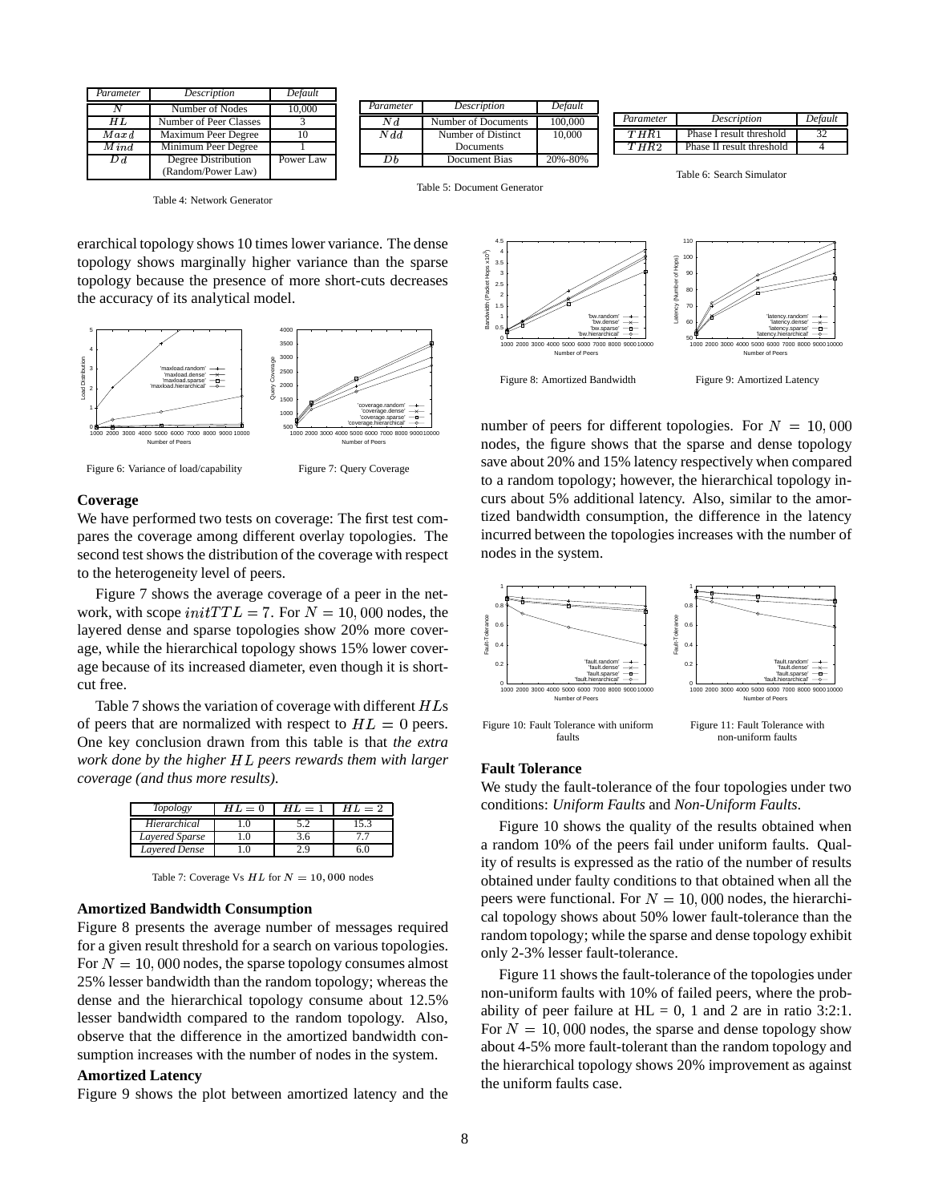| Parameter | Description | Default |
|---|---|---|
| $N$ | Number of Nodes | 10,000 |
| $HL$ | Number of Peer Classes | 3 |
| $Maxd$ | Maximum Peer Degree | 10 |
| $Mind$ | Minimum Peer Degree | 1 |
| $Dd$ | Degree Distribution (Random/Power Law) | Power Law |

Table 4: Network Generator

| Parameter | Description | Default |
|---|---|---|
| $Nd$ | Number of Documents | 100,000 |
| $Ndd$ | Number of Distinct Documents | 10,000 |
| $Db$ | Document Bias | 20%-80% |

Table 5: Document Generator

| Parameter | Description | Default |
|---|---|---|
| $THR1$ | Phase I result threshold | 32 |
| $THR2$ | Phase II result threshold | 4 |

Table 6: Search Simulator

erarchical topology shows 10 times lower variance. The dense topology shows marginally higher variance than the sparse topology because the presence of more short-cuts decreases the accuracy of its analytical model.

Figure 6: Variance of load/capability

Figure 7: Query Coverage

**Coverage**

We have performed two tests on coverage: The first test compares the coverage among different overlay topologies. The second test shows the distribution of the coverage with respect to the heterogeneity level of peers.

Figure 7 shows the average coverage of a peer in the network, with scope $initTTL = 7$. For $N = 10,000$ nodes, the layered dense and sparse topologies show 20% more coverage, while the hierarchical topology shows 15% lower coverage because of its increased diameter, even though it is short-cut free.

Table 7 shows the variation of coverage with different $HL$s of peers that are normalized with respect to $HL = 0$ peers. One key conclusion drawn from this table is that *the extra work done by the higher $HL$ peers rewards them with larger coverage (and thus more results)*.

| Topology | $HL = 0$ | $HL = 1$ | $HL = 2$ |
|---|---|---|---|
| *Hierarchical* | 1.0 | 5.2 | 15.3 |
| *Layered Sparse* | 1.0 | 3.6 | 7.7 |
| *Layered Dense* | 1.0 | 2.9 | 6.0 |

Table 7: Coverage Vs $HL$ for $N = 10,000$ nodes

**Amortized Bandwidth Consumption**

Figure 8 presents the average number of messages required for a given result threshold for a search on various topologies. For $N = 10,000$ nodes, the sparse topology consumes almost 25% lesser bandwidth than the random topology; whereas the dense and the hierarchical topology consume about 12.5% lesser bandwidth compared to the random topology. Also, observe that the difference in the amortized bandwidth consumption increases with the number of nodes in the system.

**Amortized Latency**

Figure 9 shows the plot between amortized latency and the number of peers for different topologies. For $N = 10,000$ nodes, the figure shows that the sparse and dense topology save about 20% and 15% latency respectively when compared to a random topology; however, the hierarchical topology incurs about 5% additional latency. Also, similar to the amortized bandwidth consumption, the difference in the latency incurred between the topologies increases with the number of nodes in the system.

Figure 8: Amortized Bandwidth

Figure 9: Amortized Latency

Figure 10: Fault Tolerance with uniform faults

Figure 11: Fault Tolerance with non-uniform faults

**Fault Tolerance**

We study the fault-tolerance of the four topologies under two conditions: *Uniform Faults* and *Non-Uniform Faults*.

Figure 10 shows the quality of the results obtained when a random 10% of the peers fail under uniform faults. Quality of results is expressed as the ratio of the number of results obtained under faulty conditions to that obtained when all the peers were functional. For $N = 10,000$ nodes, the hierarchical topology shows about 50% lower fault-tolerance than the random topology; while the sparse and dense topology exhibit only 2-3% lesser fault-tolerance.

Figure 11 shows the fault-tolerance of the topologies under non-uniform faults with 10% of failed peers, where the probability of peer failure at HL = 0, 1 and 2 are in ratio 3:2:1. For $N = 10,000$ nodes, the sparse and dense topology show about 4-5% more fault-tolerant than the random topology and the hierarchical topology shows 20% improvement as against the uniform faults case.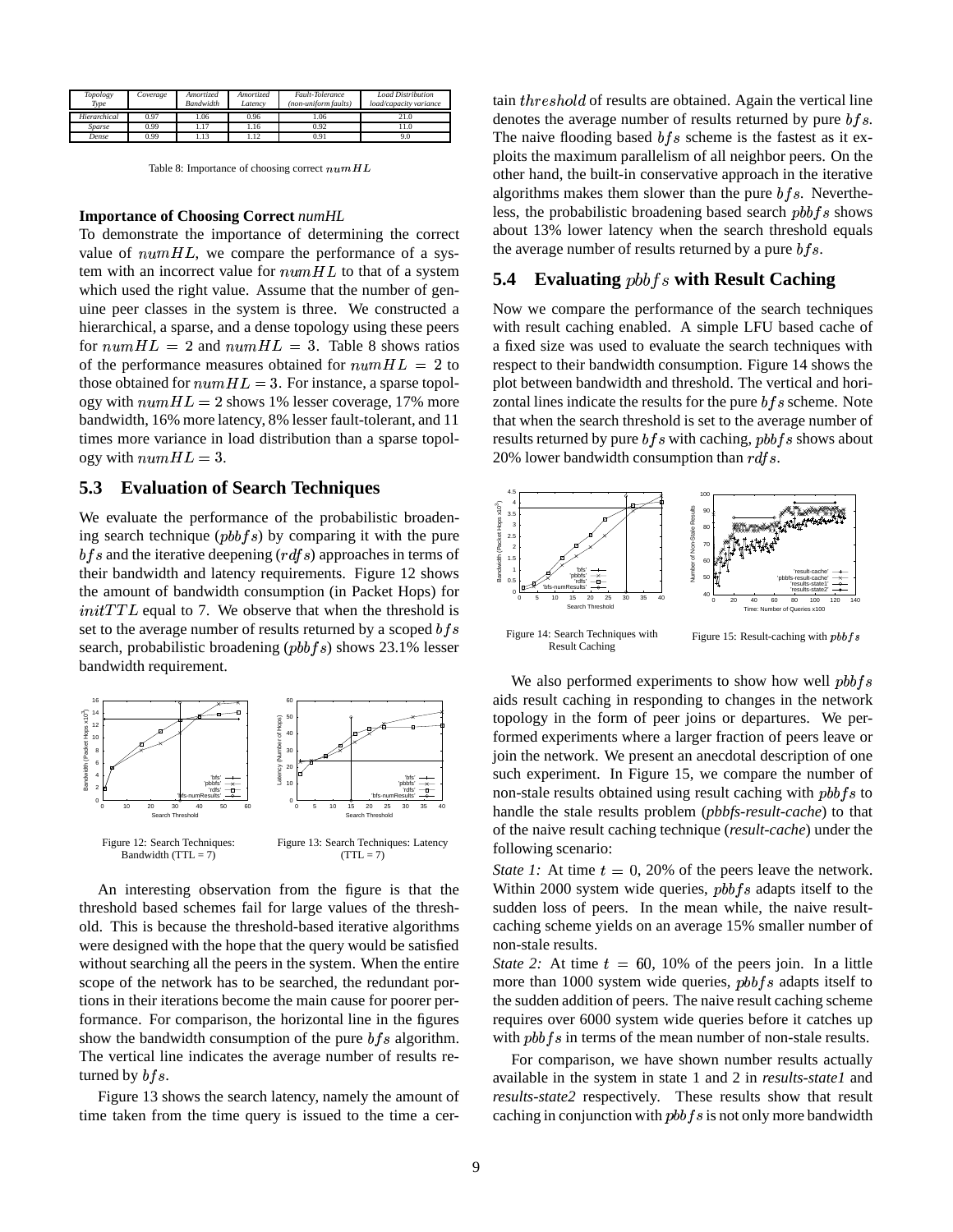| Topology Type | Coverage | Amortized Bandwidth | Amortized Latency | Fault-Tolerance (non-uniform faults) | Load Distribution load/capacity variance |
|---|---|---|---|---|---|
| Hierarchical | 0.97 | 1.06 | 0.96 | 1.06 | 21.0 |
| Sparse | 0.99 | 1.17 | 1.16 | 0.92 | 11.0 |
| Dense | 0.99 | 1.13 | 1.12 | 0.91 | 9.0 |

Table 8: Importance of choosing correct $numHL$

**Importance of Choosing Correct** *numHL*

To demonstrate the importance of determining the correct value of $numHL$, we compare the performance of a system with an incorrect value for $numHL$ to that of a system which used the right value. Assume that the number of genuine peer classes in the system is three. We constructed a hierarchical, a sparse, and a dense topology using these peers for $numHL = 2$ and $numHL = 3$. Table 8 shows ratios of the performance measures obtained for $numHL = 2$ to those obtained for $numHL = 3$. For instance, a sparse topology with $numHL = 2$ shows 1% lesser coverage, 17% more bandwidth, 16% more latency, 8% lesser fault-tolerant, and 11 times more variance in load distribution than a sparse topology with $numHL = 3$.

## 5.3 Evaluation of Search Techniques

We evaluate the performance of the probabilistic broadening search technique ($pbbfs$) by comparing it with the pure $bfs$ and the iterative deepening ($rdfs$) approaches in terms of their bandwidth and latency requirements. Figure 12 shows the amount of bandwidth consumption (in Packet Hops) for $initTTL$ equal to 7. We observe that when the threshold is set to the average number of results returned by a scoped $bfs$ search, probabilistic broadening ($pbbfs$) shows 23.1% lesser bandwidth requirement.

Figure 12: Search Techniques: Bandwidth (TTL = 7)

Figure 13: Search Techniques: Latency (TTL = 7)

An interesting observation from the figure is that the threshold based schemes fail for large values of the threshold. This is because the threshold-based iterative algorithms were designed with the hope that the query would be satisfied without searching all the peers in the system. When the entire scope of the network has to be searched, the redundant portions in their iterations become the main cause for poorer performance. For comparison, the horizontal line in the figures show the bandwidth consumption of the pure $bfs$ algorithm. The vertical line indicates the average number of results returned by $bfs$.

Figure 13 shows the search latency, namely the amount of time taken from the time query is issued to the time a certain $threshold$ of results are obtained. Again the vertical line denotes the average number of results returned by pure $bfs$. The naive flooding based $bfs$ scheme is the fastest as it exploits the maximum parallelism of all neighbor peers. On the other hand, the built-in conservative approach in the iterative algorithms makes them slower than the pure $bfs$. Nevertheless, the probabilistic broadening based search $pbbfs$ shows about 13% lower latency when the search threshold equals the average number of results returned by a pure $bfs$.

## 5.4 Evaluating $pbbfs$ with Result Caching

Now we compare the performance of the search techniques with result caching enabled. A simple LFU based cache of a fixed size was used to evaluate the search techniques with respect to their bandwidth consumption. Figure 14 shows the plot between bandwidth and threshold. The vertical and horizontal lines indicate the results for the pure $bfs$ scheme. Note that when the search threshold is set to the average number of results returned by pure $bfs$ with caching, $pbbfs$ shows about 20% lower bandwidth consumption than $rdfs$.

Figure 14: Search Techniques with Result Caching

Figure 15: Result-caching with $pbbfs$

We also performed experiments to show how well $pbbfs$ aids result caching in responding to changes in the network topology in the form of peer joins or departures. We performed experiments where a larger fraction of peers leave or join the network. We present an anecdotal description of one such experiment. In Figure 15, we compare the number of non-stale results obtained using result caching with $pbbfs$ to handle the stale results problem (*pbbfs-result-cache*) to that of the naive result caching technique (*result-cache*) under the following scenario:

*State 1:* At time $t = 0$, 20% of the peers leave the network. Within 2000 system wide queries, $pbbfs$ adapts itself to the sudden loss of peers. In the mean while, the naive result-caching scheme yields on an average 15% smaller number of non-stale results.

*State 2:* At time $t = 60$, 10% of the peers join. In a little more than 1000 system wide queries, $pbbfs$ adapts itself to the sudden addition of peers. The naive result caching scheme requires over 6000 system wide queries before it catches up with $pbbfs$ in terms of the mean number of non-stale results.

For comparison, we have shown number results actually available in the system in state 1 and 2 in *results-state1* and *results-state2* respectively. These results show that result caching in conjunction with $pbbfs$ is not only more bandwidth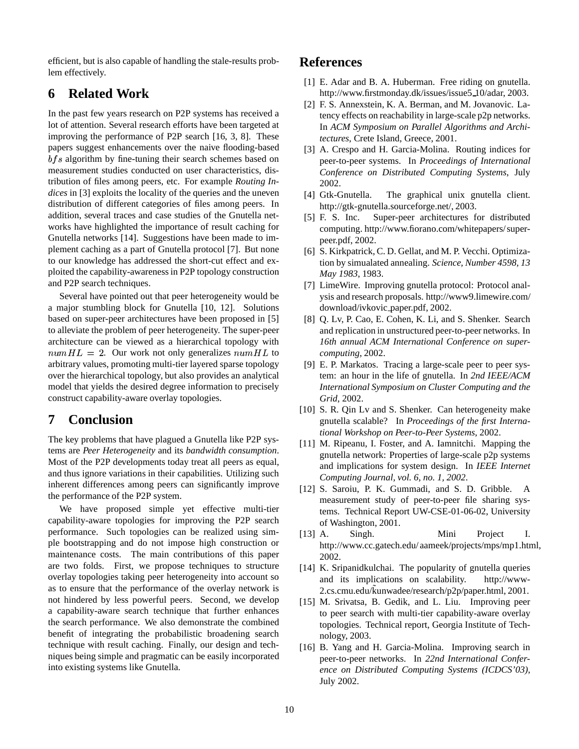efficient, but is also capable of handling the stale-results problem effectively.

## 6 Related Work

In the past few years research on P2P systems has received a lot of attention. Several research efforts have been targeted at improving the performance of P2P search [16, 3, 8]. These papers suggest enhancements over the naive flooding-based $bfs$ algorithm by fine-tuning their search schemes based on measurement studies conducted on user characteristics, distribution of files among peers, etc. For example *Routing Indices* in [3] exploits the locality of the queries and the uneven distribution of different categories of files among peers. In addition, several traces and case studies of the Gnutella networks have highlighted the importance of result caching for Gnutella networks [14]. Suggestions have been made to implement caching as a part of Gnutella protocol [7]. But none to our knowledge has addressed the short-cut effect and exploited the capability-awareness in P2P topology construction and P2P search techniques.

Several have pointed out that peer heterogeneity would be a major stumbling block for Gnutella [10, 12]. Solutions based on super-peer architectures have been proposed in [5] to alleviate the problem of peer heterogeneity. The super-peer architecture can be viewed as a hierarchical topology with $numHL = 2$. Our work not only generalizes $numHL$ to arbitrary values, promoting multi-tier layered sparse topology over the hierarchical topology, but also provides an analytical model that yields the desired degree information to precisely construct capability-aware overlay topologies.

## 7 Conclusion

The key problems that have plagued a Gnutella like P2P systems are *Peer Heterogeneity* and its *bandwidth consumption*. Most of the P2P developments today treat all peers as equal, and thus ignore variations in their capabilities. Utilizing such inherent differences among peers can significantly improve the performance of the P2P system.

We have proposed simple yet effective multi-tier capability-aware topologies for improving the P2P search performance. Such topologies can be realized using simple bootstrapping and do not impose high construction or maintenance costs. The main contributions of this paper are two folds. First, we propose techniques to structure overlay topologies taking peer heterogeneity into account so as to ensure that the performance of the overlay network is not hindered by less powerful peers. Second, we develop a capability-aware search technique that further enhances the search performance. We also demonstrate the combined benefit of integrating the probabilistic broadening search technique with result caching. Finally, our design and techniques being simple and pragmatic can be easily incorporated into existing systems like Gnutella.

## References

[1] E. Adar and B. A. Huberman. Free riding on gnutella. http://www.firstmonday.dk/issues/issue5_10/adar, 2003.

[2] F. S. Annexstein, K. A. Berman, and M. Jovanovic. Latency effects on reachability in large-scale p2p networks. In *ACM Symposium on Parallel Algorithms and Architectures*, Crete Island, Greece, 2001.

[3] A. Crespo and H. Garcia-Molina. Routing indices for peer-to-peer systems. In *Proceedings of International Conference on Distributed Computing Systems*, July 2002.

[4] Gtk-Gnutella. The graphical unix gnutella client. http://gtk-gnutella.sourceforge.net/, 2003.

[5] F. S. Inc. Super-peer architectures for distributed computing. http://www.fiorano.com/whitepapers/superpeer.pdf, 2002.

[6] S. Kirkpatrick, C. D. Gellat, and M. P. Vecchi. Optimization by simualated annealing. *Science, Number 4598, 13 May 1983*, 1983.

[7] LimeWire. Improving gnutella protocol: Protocol analysis and research proposals. http://www9.limewire.com/download/ivkovic_paper.pdf, 2002.

[8] Q. Lv, P. Cao, E. Cohen, K. Li, and S. Shenker. Search and replication in unstructured peer-to-peer networks. In *16th annual ACM International Conference on supercomputing*, 2002.

[9] E. P. Markatos. Tracing a large-scale peer to peer system: an hour in the life of gnutella. In *2nd IEEE/ACM International Symposium on Cluster Computing and the Grid*, 2002.

[10] S. R. Qin Lv and S. Shenker. Can heterogeneity make gnutella scalable? In *Proceedings of the first International Workshop on Peer-to-Peer Systems*, 2002.

[11] M. Ripeanu, I. Foster, and A. Iamnitchi. Mapping the gnutella network: Properties of large-scale p2p systems and implications for system design. In *IEEE Internet Computing Journal, vol. 6, no. 1, 2002*.

[12] S. Saroiu, P. K. Gummadi, and S. D. Gribble. A measurement study of peer-to-peer file sharing systems. Technical Report UW-CSE-01-06-02, University of Washington, 2001.

[13] A. Singh. Mini Project I. http://www.cc.gatech.edu/ aameek/projects/mps/mp1.html, 2002.

[14] K. Sripanidkulchai. The popularity of gnutella queries and its implications on scalability. http://www-2.cs.cmu.edu/~kunwadee/research/p2p/paper.html, 2001.

[15] M. Srivatsa, B. Gedik, and L. Liu. Improving peer to peer search with multi-tier capability-aware overlay topologies. Technical report, Georgia Institute of Technology, 2003.

[16] B. Yang and H. Garcia-Molina. Improving search in peer-to-peer networks. In *22nd International Conference on Distributed Computing Systems (ICDCS'03)*, July 2002.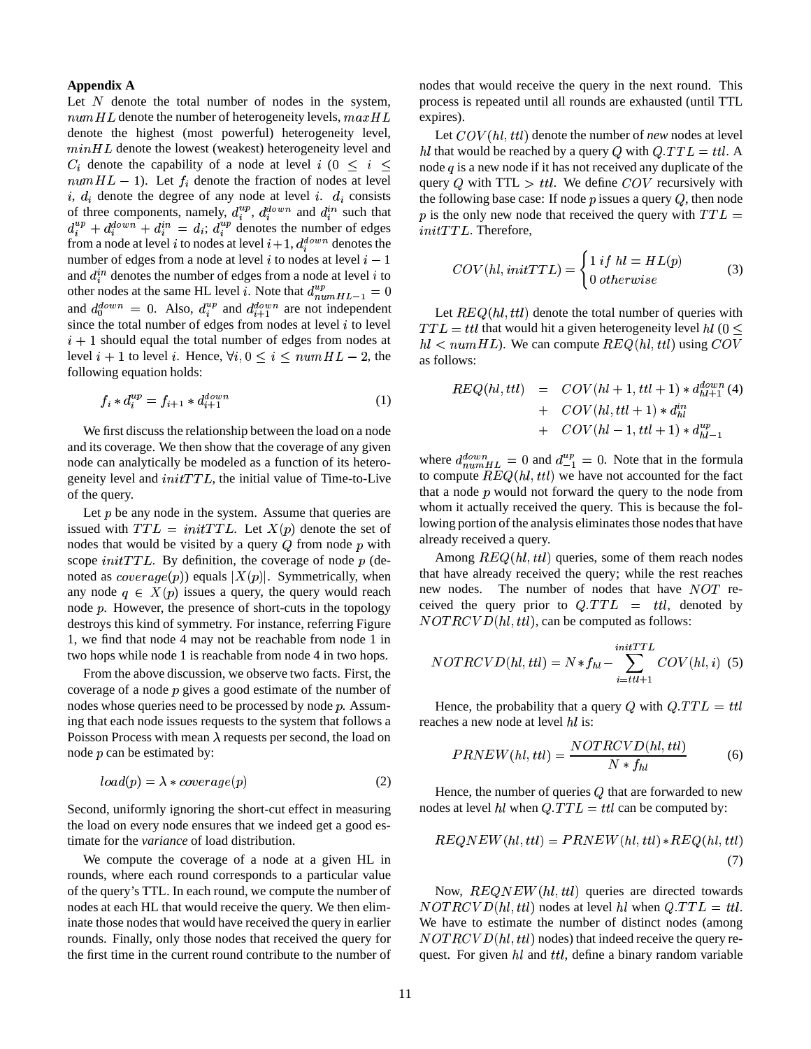**Appendix A**

Let $N$ denote the total number of nodes in the system, $numHL$ denote the number of heterogeneity levels, $maxHL$ denote the highest (most powerful) heterogeneity level, $minHL$ denote the lowest (weakest) heterogeneity level and $C_i$ denote the capability of a node at level $i$ ($0 \leq i \leq numHL - 1$). Let $f_i$ denote the fraction of nodes at level $i$, $d_i$ denote the degree of any node at level $i$. $d_i$ consists of three components, namely, $d_i^{up}$, $d_i^{down}$ and $d_i^{in}$ such that $d_i^{up} + d_i^{down} + d_i^{in} = d_i$; $d_i^{up}$ denotes the number of edges from a node at level $i$ to nodes at level $i+1$, $d_i^{down}$ denotes the number of edges from a node at level $i$ to nodes at level $i-1$ and $d_i^{in}$ denotes the number of edges from a node at level $i$ to other nodes at the same HL level $i$. Note that $d_{numHL-1}^{up} = 0$ and $d_0^{down} = 0$. Also, $d_i^{up}$ and $d_{i+1}^{down}$ are not independent since the total number of edges from nodes at level $i$ to level $i+1$ should equal the total number of edges from nodes at level $i+1$ to level $i$. Hence, $\forall i, 0 \leq i \leq numHL - 2$, the following equation holds:

$$f_i * d_i^{up} = f_{i+1} * d_{i+1}^{down} \tag{1}$$

We first discuss the relationship between the load on a node and its coverage. We then show that the coverage of any given node can analytically be modeled as a function of its heterogeneity level and $initTTL$, the initial value of Time-to-Live of the query.

Let $p$ be any node in the system. Assume that queries are issued with $TTL = initTTL$. Let $X(p)$ denote the set of nodes that would be visited by a query $Q$ from node $p$ with scope $initTTL$. By definition, the coverage of node $p$ (denoted as $coverage(p)$) equals $|X(p)|$. Symmetrically, when any node $q \in X(p)$ issues a query, the query would reach node $p$. However, the presence of short-cuts in the topology destroys this kind of symmetry. For instance, referring Figure 1, we find that node 4 may not be reachable from node 1 in two hops while node 1 is reachable from node 4 in two hops.

From the above discussion, we observe two facts. First, the coverage of a node $p$ gives a good estimate of the number of nodes whose queries need to be processed by node $p$. Assuming that each node issues requests to the system that follows a Poisson Process with mean $\lambda$ requests per second, the load on node $p$ can be estimated by:

$$load(p) = \lambda * coverage(p) \tag{2}$$

Second, uniformly ignoring the short-cut effect in measuring the load on every node ensures that we indeed get a good estimate for the *variance* of load distribution.

We compute the coverage of a node at a given HL in rounds, where each round corresponds to a particular value of the query's TTL. In each round, we compute the number of nodes at each HL that would receive the query. We then eliminate those nodes that would have received the query in earlier rounds. Finally, only those nodes that received the query for the first time in the current round contribute to the number of nodes that would receive the query in the next round. This process is repeated until all rounds are exhausted (until TTL expires).

Let $COV(hl, ttl)$ denote the number of *new* nodes at level $hl$ that would be reached by a query $Q$ with $Q.TTL = ttl$. A node $q$ is a new node if it has not received any duplicate of the query $Q$ with TTL $> ttl$. We define $COV$ recursively with the following base case: If node $p$ issues a query $Q$, then node $p$ is the only new node that received the query with $TTL = initTTL$. Therefore,

$$COV(hl, initTTL) = \begin{cases} 1 \; if \; hl = HL(p) \\ 0 \; otherwise \end{cases} \tag{3}$$

Let $REQ(hl, ttl)$ denote the total number of queries with $TTL = ttl$ that would hit a given heterogeneity level $hl$ ($0 \leq hl < numHL$). We can compute $REQ(hl, ttl)$ using $COV$ as follows:

$$\begin{aligned} REQ(hl, ttl) &= COV(hl+1, ttl+1) * d_{hl+1}^{down} \\ &+ COV(hl, ttl+1) * d_{hl}^{in} \\ &+ COV(hl-1, ttl+1) * d_{hl-1}^{up} \end{aligned} \tag{4}$$

where $d_{numHL}^{down} = 0$ and $d_{-1}^{up} = 0$. Note that in the formula to compute $REQ(hl, ttl)$ we have not accounted for the fact that a node $p$ would not forward the query to the node from whom it actually received the query. This is because the following portion of the analysis eliminates those nodes that have already received a query.

Among $REQ(hl, ttl)$ queries, some of them reach nodes that have already received the query; while the rest reaches new nodes. The number of nodes that have $NOT$ received the query prior to $Q.TTL = ttl$, denoted by $NOTRCVD(hl, ttl)$, can be computed as follows:

$$NOTRCVD(hl, ttl) = N * f_{hl} - \sum_{i=ttl+1}^{initTTL} COV(hl, i) \tag{5}$$

Hence, the probability that a query $Q$ with $Q.TTL = ttl$ reaches a new node at level $hl$ is:

$$PRNEW(hl, ttl) = \frac{NOTRCVD(hl, ttl)}{N * f_{hl}} \tag{6}$$

Hence, the number of queries $Q$ that are forwarded to new nodes at level $hl$ when $Q.TTL = ttl$ can be computed by:

$$REQNEW(hl, ttl) = PRNEW(hl, ttl) * REQ(hl, ttl) \tag{7}$$

Now, $REQNEW(hl, ttl)$ queries are directed towards $NOTRCVD(hl, ttl)$ nodes at level $hl$ when $Q.TTL = ttl$. We have to estimate the number of distinct nodes (among $NOTRCVD(hl, ttl)$ nodes) that indeed receive the query request. For given $hl$ and $ttl$, define a binary random variable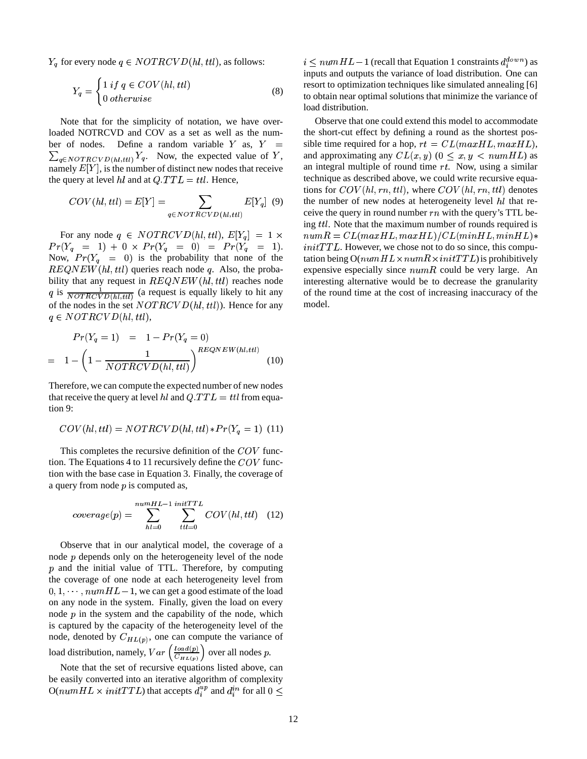$Y_q$ for every node $q \in NOTRCVD(hl, ttl)$, as follows:

$$Y_q = \begin{cases} 1 \; if \; q \in COV(hl, ttl) \\ 0 \; otherwise \end{cases} \quad (8)$$

Note that for the simplicity of notation, we have overloaded NOTRCVD and COV as a set as well as the number of nodes. Define a random variable $Y$ as, $Y = \sum_{q \in NOTRCVD(hl,ttl)} Y_q$. Now, the expected value of $Y$, namely $E[Y]$, is the number of distinct new nodes that receive the query at level $hl$ and at $Q.TTL = ttl$. Hence,

$$COV(hl, ttl) = E[Y] = \sum_{q \in NOTRCVD(hl,ttl)} E[Y_q] \quad (9)$$

For any node $q \in NOTRCVD(hl, ttl)$, $E[Y_q] = 1 \times Pr(Y_q = 1) + 0 \times Pr(Y_q = 0) = Pr(Y_q = 1)$. Now, $Pr(Y_q = 0)$ is the probability that none of the $REQNEW(hl, ttl)$ queries reach node $q$. Also, the probability that any request in $REQNEW(hl, ttl)$ reaches node $q$ is $\frac{1}{NOTRCVD(hl,ttl)}$ (a request is equally likely to hit any of the nodes in the set $NOTRCVD(hl, ttl)$). Hence for any $q \in NOTRCVD(hl, ttl)$,

$$\begin{aligned} Pr(Y_q = 1) &= 1 - Pr(Y_q = 0) \\ &= 1 - \left(1 - \frac{1}{NOTRCVD(hl, ttl)}\right)^{REQNEW(hl,ttl)} \end{aligned} \quad (10)$$

Therefore, we can compute the expected number of new nodes that receive the query at level $hl$ and $Q.TTL = ttl$ from equation 9:

$$COV(hl, ttl) = NOTRCVD(hl, ttl) * Pr(Y_q = 1) \quad (11)$$

This completes the recursive definition of the $COV$ function. The Equations 4 to 11 recursively define the $COV$ function with the base case in Equation 3. Finally, the coverage of a query from node $p$ is computed as,

$$coverage(p) = \sum_{hl=0}^{numHL-1} \sum_{ttl=0}^{initTTL} COV(hl, ttl) \quad (12)$$

Observe that in our analytical model, the coverage of a node $p$ depends only on the heterogeneity level of the node $p$ and the initial value of TTL. Therefore, by computing the coverage of one node at each heterogeneity level from $0, 1, \cdots, numHL - 1$, we can get a good estimate of the load on any node in the system. Finally, given the load on every node $p$ in the system and the capability of the node, which is captured by the capacity of the heterogeneity level of the node, denoted by $C_{HL(p)}$, one can compute the variance of load distribution, namely, $Var\left(\frac{load(p)}{C_{HL(p)}}\right)$ over all nodes $p$.

Note that the set of recursive equations listed above, can be easily converted into an iterative algorithm of complexity O($numHL \times initTTL$) that accepts $d_i^{up}$ and $d_i^{in}$ for all $0 \leq i \leq numHL - 1$ (recall that Equation 1 constraints $d_i^{down}$) as inputs and outputs the variance of load distribution. One can resort to optimization techniques like simulated annealing [6] to obtain near optimal solutions that minimize the variance of load distribution.

Observe that one could extend this model to accommodate the short-cut effect by defining a round as the shortest possible time required for a hop, $rt = CL(maxHL, maxHL)$, and approximating any $CL(x, y)$ ($0 \leq x, y < numHL$) as an integral multiple of round time $rt$. Now, using a similar technique as described above, we could write recursive equations for $COV(hl, rn, ttl)$, where $COV(hl, rn, ttl)$ denotes the number of new nodes at heterogeneity level $hl$ that receive the query in round number $rn$ with the query's TTL being $ttl$. Note that the maximum number of rounds required is $numR = CL(maxHL, maxHL)/CL(minHL, minHL) * initTTL$. However, we chose not to do so since, this computation being O($numHL \times numR \times initTTL$) is prohibitively expensive especially since $numR$ could be very large. An interesting alternative would be to decrease the granularity of the round time at the cost of increasing inaccuracy of the model.